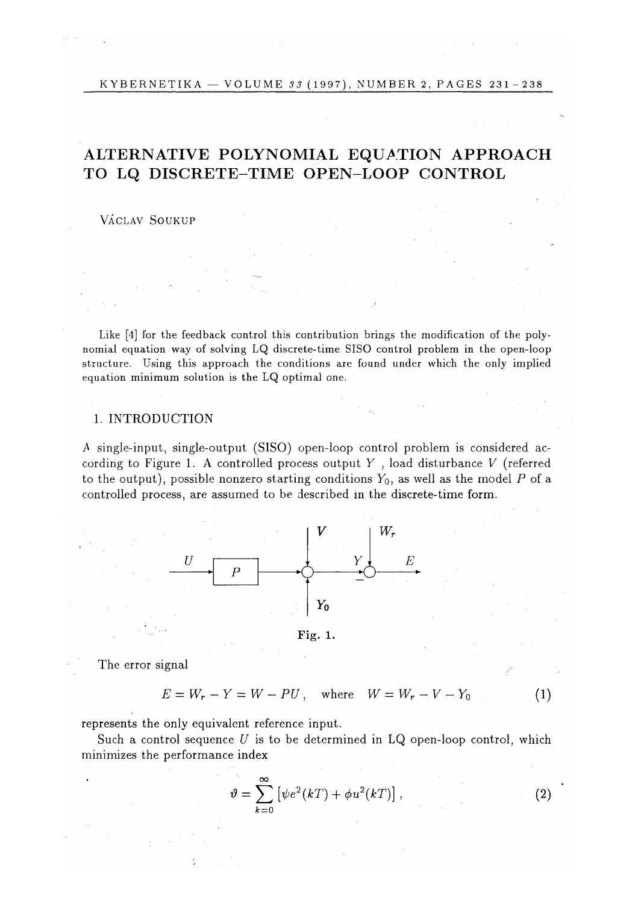# ALTERNATIVE POLYNOMIAL EQUATION APPROACH TO LQ DISCRETE-TIME OPEN-LOOP CONTROL

VÁCLAV SOUKUP

Like [4] for the feedback control this contribution brings the modification of the polynomial equation way of solving LQ discrete-time SISO control problem in the open-loop structure. Using this approach the conditions are found under which the only implied equation minimum solution is the LQ optimal one.

## 1. INTRODUCTION

A single-input, single-output (SISO) open-loop control problem is considered according to Figure 1. A controlled process output $Y$, load disturbance $V$ (referred to the output), possible nonzero starting conditions $Y_0$, as well as the model $P$ of a controlled process, are assumed to be described in the discrete-time form.

Fig. 1.

The error signal

$$E = W_r - Y = W - PU\,, \quad \text{where} \quad W = W_r - V - Y_0 \tag{1}$$

represents the only equivalent reference input.

Such a control sequence $U$ is to be determined in LQ open-loop control, which minimizes the performance index

$$\vartheta = \sum_{k=0}^{\infty} \left[\psi e^2(kT) + \phi u^2(kT)\right], \tag{2}$$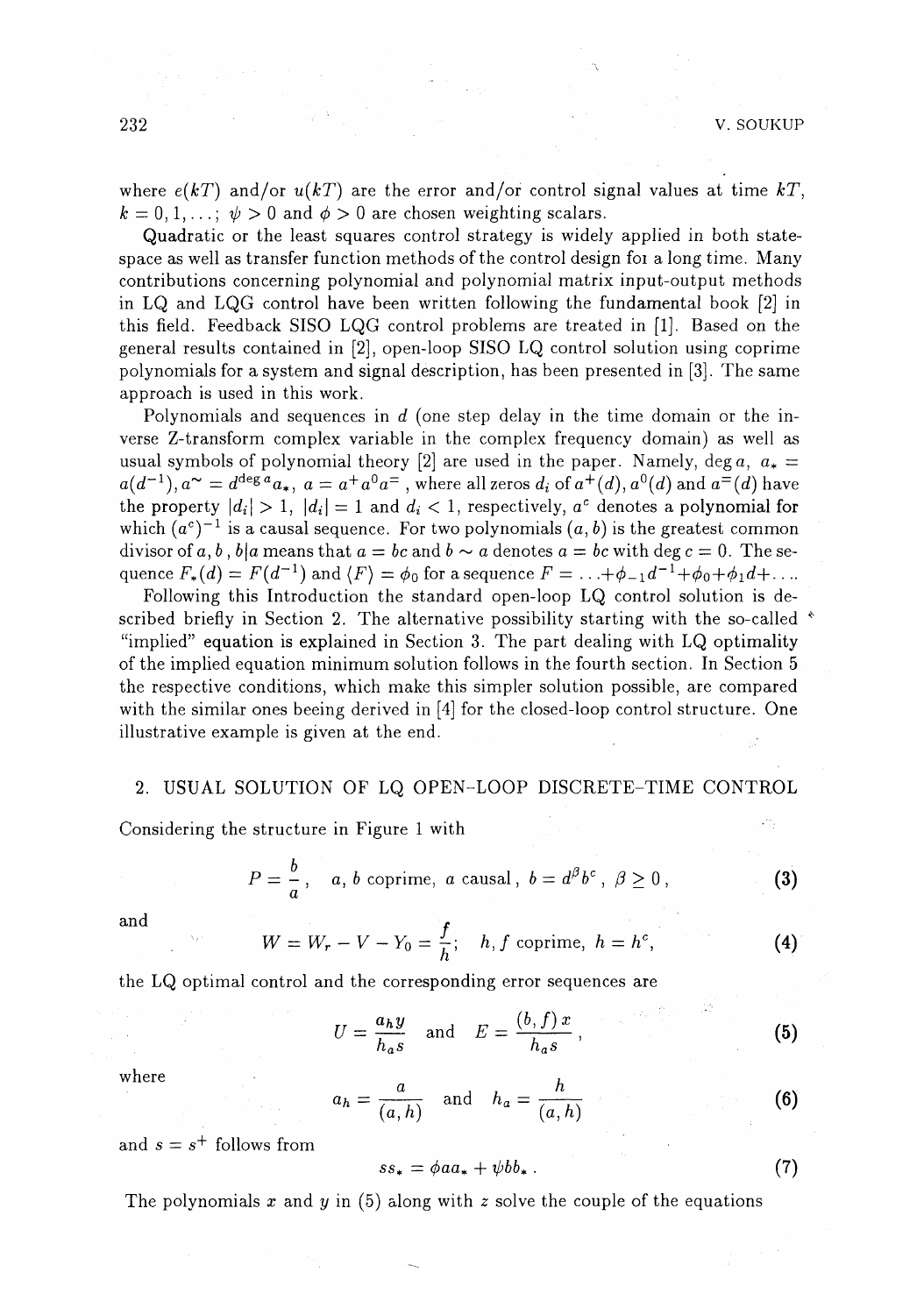where $e(kT)$ and/or $u(kT)$ are the error and/or control signal values at time $kT$, $k = 0, 1, \ldots$; $\psi > 0$ and $\phi > 0$ are chosen weighting scalars.

Quadratic or the least squares control strategy is widely applied in both state-space as well as transfer function methods of the control design for a long time. Many contributions concerning polynomial and polynomial matrix input-output methods in LQ and LQG control have been written following the fundamental book [2] in this field. Feedback SISO LQG control problems are treated in [1]. Based on the general results contained in [2], open-loop SISO LQ control solution using coprime polynomials for a system and signal description, has been presented in [3]. The same approach is used in this work.

Polynomials and sequences in $d$ (one step delay in the time domain or the inverse Z-transform complex variable in the complex frequency domain) as well as usual symbols of polynomial theory [2] are used in the paper. Namely, $\deg a$, $a_* = a(d^{-1}), a^\sim = d^{\deg a} a_*$, $a = a^+ a^0 a^=$, where all zeros $d_i$ of $a^+(d)$, $a^0(d)$ and $a^=(d)$ have the property $|d_i| > 1$, $|d_i| = 1$ and $d_i < 1$, respectively, $a^c$ denotes a polynomial for which $(a^c)^{-1}$ is a causal sequence. For two polynomials $(a, b)$ is the greatest common divisor of $a$, $b$, $b|a$ means that $a = bc$ and $b \sim a$ denotes $a = bc$ with $\deg c = 0$. The sequence $F_*(d) = F(d^{-1})$ and $\langle F \rangle = \phi_0$ for a sequence $F = \ldots + \phi_{-1} d^{-1} + \phi_0 + \phi_1 d + \ldots$.

Following this Introduction the standard open-loop LQ control solution is described briefly in Section 2. The alternative possibility starting with the so-called "implied" equation is explained in Section 3. The part dealing with LQ optimality of the implied equation minimum solution follows in the fourth section. In Section 5 the respective conditions, which make this simpler solution possible, are compared with the similar ones beeing derived in [4] for the closed-loop control structure. One illustrative example is given at the end.

## 2. USUAL SOLUTION OF LQ OPEN-LOOP DISCRETE-TIME CONTROL

Considering the structure in Figure 1 with

$$P = \frac{b}{a}, \quad a, b \text{ coprime}, \ a \text{ causal}, \ b = d^\beta b^c, \ \beta \geq 0, \tag{3}$$

and

$$W = W_r - V - Y_0 = \frac{f}{h}; \quad h, f \text{ coprime}, \ h = h^c, \tag{4}$$

the LQ optimal control and the corresponding error sequences are

$$U = \frac{a_h y}{h_a s} \quad \text{and} \quad E = \frac{(b, f)\, x}{h_a s}, \tag{5}$$

where

$$a_h = \frac{a}{(a, h)} \quad \text{and} \quad h_a = \frac{h}{(a, h)} \tag{6}$$

and $s = s^+$ follows from

$$s s_* = \phi a a_* + \psi b b_* . \tag{7}$$

The polynomials $x$ and $y$ in (5) along with $z$ solve the couple of the equations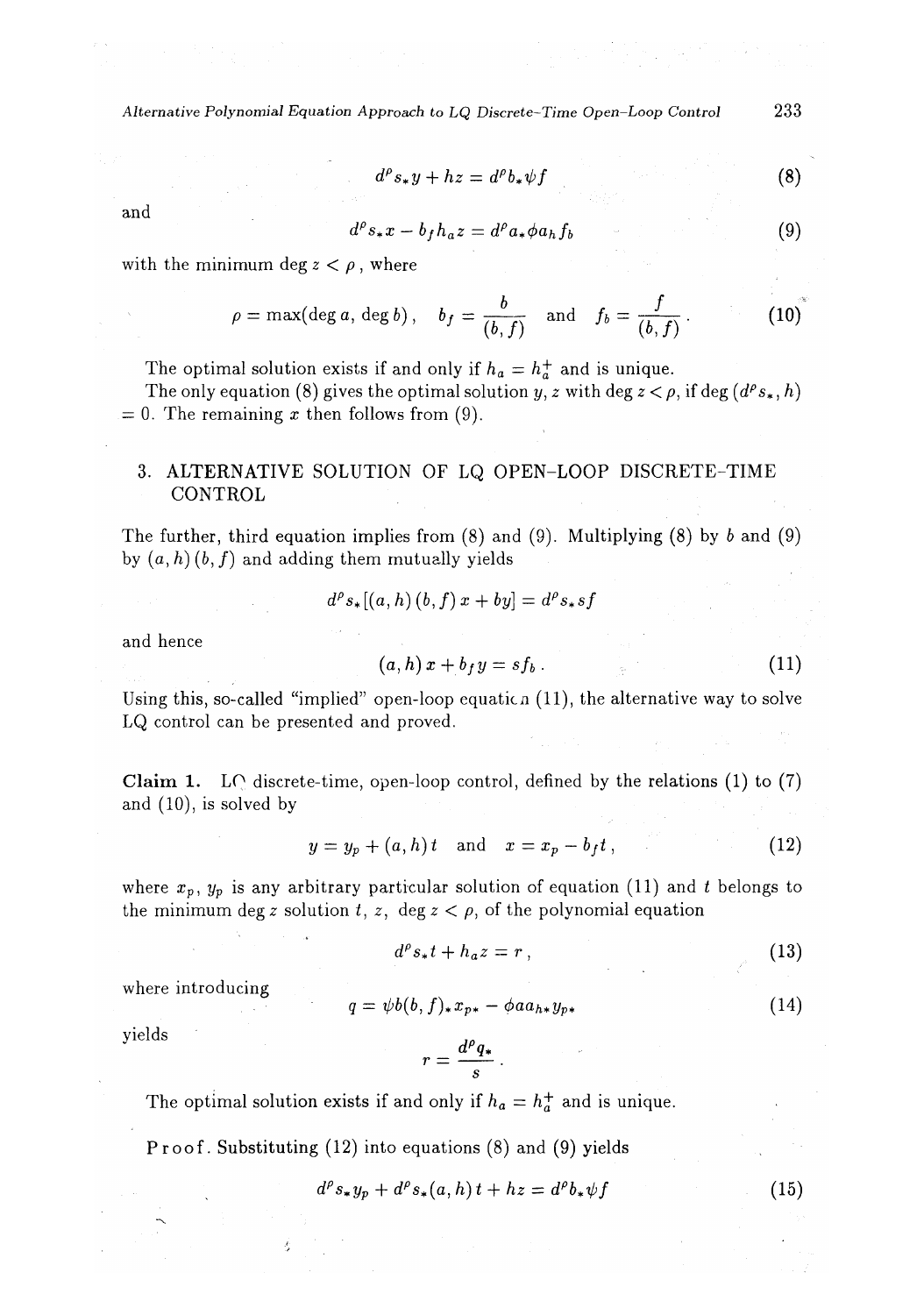$$d^\rho s_* y + hz = d^\rho b_* \psi f \tag{8}$$

and

$$d^\rho s_* x - b_f h_a z = d^\rho a_* \phi a_h f_b \tag{9}$$

with the minimum $\deg z < \rho$, where

$$\rho = \max(\deg a, \deg b), \quad b_f = \frac{b}{(b,f)} \quad \text{and} \quad f_b = \frac{f}{(b,f)} . \tag{10}$$

The optimal solution exists if and only if $h_a = h_a^+$ and is unique.

The only equation (8) gives the optimal solution $y$, $z$ with $\deg z < \rho$, if $\deg (d^\rho s_*, h) = 0$. The remaining $x$ then follows from (9).

## 3. ALTERNATIVE SOLUTION OF LQ OPEN-LOOP DISCRETE-TIME CONTROL

The further, third equation implies from (8) and (9). Multiplying (8) by $b$ and (9) by $(a,h)\,(b,f)$ and adding them mutually yields

$$d^\rho s_* [(a,h)\,(b,f)\,x + by] = d^\rho s_* s f$$

and hence

$$(a,h)\,x + b_f y = s f_b . \tag{11}$$

Using this, so-called "implied" open-loop equation (11), the alternative way to solve LQ control can be presented and proved.

**Claim 1.** LQ discrete-time, open-loop control, defined by the relations (1) to (7) and (10), is solved by

$$y = y_p + (a,h)\,t \quad \text{and} \quad x = x_p - b_f t , \tag{12}$$

where $x_p$, $y_p$ is any arbitrary particular solution of equation (11) and $t$ belongs to the minimum $\deg z$ solution $t$, $z$, $\deg z < \rho$, of the polynomial equation

$$d^\rho s_* t + h_a z = r , \tag{13}$$

where introducing

$$q = \psi b (b,f)_* x_{p*} - \phi a a_{h*} y_{p*} \tag{14}$$

yields

$$r = \frac{d^\rho q_*}{s} .$$

The optimal solution exists if and only if $h_a = h_a^+$ and is unique.

**Proof.** Substituting (12) into equations (8) and (9) yields

$$d^\rho s_* y_p + d^\rho s_* (a,h)\,t + hz = d^\rho b_* \psi f \tag{15}$$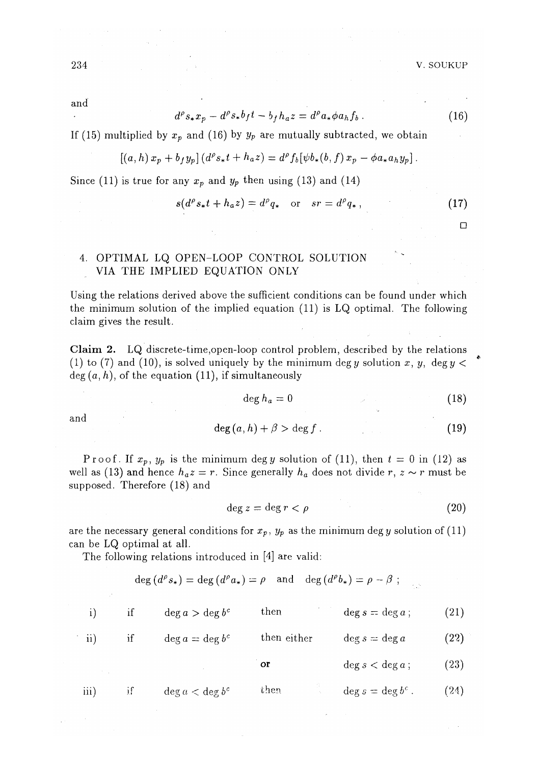and

$$d^\rho s_* x_p - d^\rho s_* b_f t - b_f h_a z = d^\rho a_* \phi a_h f_b \,. \tag{16}$$

If (15) multiplied by $x_p$ and (16) by $y_p$ are mutually subtracted, we obtain

$$[(a,h)\, x_p + b_f y_p]\,(d^\rho s_* t + h_a z) = d^\rho f_b [\psi b_*(b,f)\, x_p - \phi a_* a_h y_p] \,.$$

Since (11) is true for any $x_p$ and $y_p$ then using (13) and (14)

$$s(d^\rho s_* t + h_a z) = d^\rho q_* \quad \text{or} \quad sr = d^\rho q_* \,, \tag{17}$$

□

## 4. OPTIMAL LQ OPEN-LOOP CONTROL SOLUTION VIA THE IMPLIED EQUATION ONLY

Using the relations derived above the sufficient conditions can be found under which the minimum solution of the implied equation (11) is LQ optimal. The following claim gives the result.

**Claim 2.** LQ discrete-time,open-loop control problem, described by the relations (1) to (7) and (10), is solved uniquely by the minimum $\deg y$ solution $x$, $y$, $\deg y < \deg(a,h)$, of the equation (11), if simultaneously

$$\deg h_a = 0 \tag{18}$$

and

$$\deg(a,h) + \beta > \deg f \,. \tag{19}$$

Proof. If $x_p$, $y_p$ is the minimum $\deg y$ solution of (11), then $t = 0$ in (12) as well as (13) and hence $h_a z = r$. Since generally $h_a$ does not divide $r$, $z \sim r$ must be supposed. Therefore (18) and

$$\deg z = \deg r < \rho \tag{20}$$

are the necessary general conditions for $x_p$, $y_p$ as the minimum $\deg y$ solution of (11) can be LQ optimal at all.

The following relations introduced in [4] are valid:

$$\deg(d^\rho s_*) = \deg(d^\rho a_*) = \rho \quad \text{and} \quad \deg(d^\rho b_*) = \rho - \beta \,;$$

| | | | | | |
|---|---|---|---|---|---|
| i) | if | $\deg a > \deg b^c$ | then | $\deg s = \deg a$ ; | (21) |
| ii) | if | $\deg a = \deg b^c$ | then either | $\deg s = \deg a$ | (22) |
| | | | or | $\deg s < \deg a$ ; | (23) |
| iii) | if | $\deg a < \deg b^c$ | then | $\deg s = \deg b^c$ . | (24) |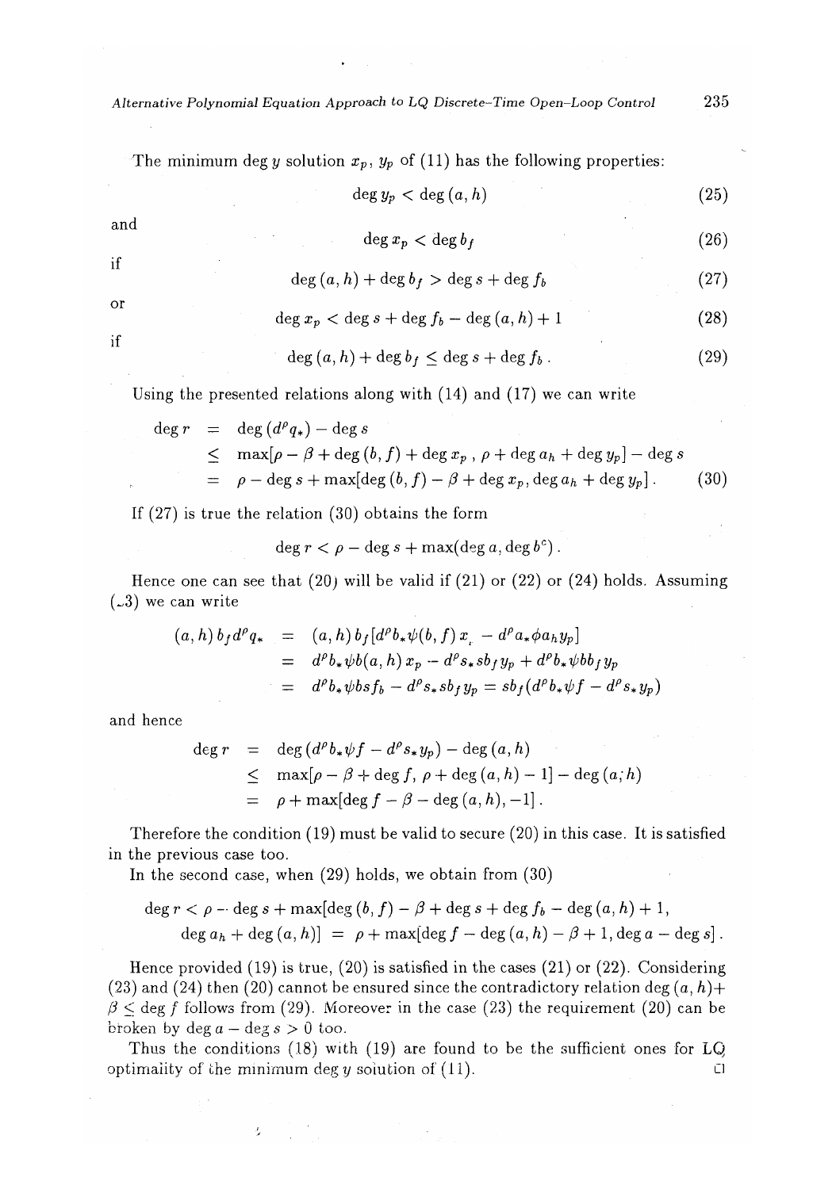The minimum $\deg y$ solution $x_p$, $y_p$ of (11) has the following properties:

$$\deg y_p < \deg(a,h) \tag{25}$$

and

$$\deg x_p < \deg b_f \tag{26}$$

if

$$\deg(a,h) + \deg b_f > \deg s + \deg f_b \tag{27}$$

or

$$\deg x_p < \deg s + \deg f_b - \deg(a,h) + 1 \tag{28}$$

if

$$\deg(a,h) + \deg b_f \le \deg s + \deg f_b\,. \tag{29}$$

Using the presented relations along with (14) and (17) we can write

$$\begin{aligned}
\deg r &= \deg(d^\rho q_*) - \deg s \\
&\le \max[\rho - \beta + \deg(b,f) + \deg x_p\,,\ \rho + \deg a_h + \deg y_p] - \deg s \\
&= \rho - \deg s + \max[\deg(b,f) - \beta + \deg x_p, \deg a_h + \deg y_p]\,.
\end{aligned} \tag{30}$$

If (27) is true the relation (30) obtains the form

$$\deg r < \rho - \deg s + \max(\deg a, \deg b^c)\,.$$

Hence one can see that (20) will be valid if (21) or (22) or (24) holds. Assuming (23) we can write

$$\begin{aligned}
(a,h)\, b_f d^\rho q_* &= (a,h)\, b_f [d^\rho b_* \psi(b,f)\, x_p - d^\rho a_* \phi a_h y_p] \\
&= d^\rho b_* \psi b(a,h)\, x_p - d^\rho s_* s b_f y_p + d^\rho b_* \psi b b_f y_p \\
&= d^\rho b_* \psi b s f_b - d^\rho s_* s b_f y_p = s b_f (d^\rho b_* \psi f - d^\rho s_* y_p)
\end{aligned}$$

and hence

$$\begin{aligned}
\deg r &= \deg(d^\rho b_* \psi f - d^\rho s_* y_p) - \deg(a,h) \\
&\le \max[\rho - \beta + \deg f,\ \rho + \deg(a,h) - 1] - \deg(a,h) \\
&= \rho + \max[\deg f - \beta - \deg(a,h), -1]\,.
\end{aligned}$$

Therefore the condition (19) must be valid to secure (20) in this case. It is satisfied in the previous case too.

In the second case, when (29) holds, we obtain from (30)

$$\begin{aligned}
\deg r < \rho - \deg s + \max[&\deg(b,f) - \beta + \deg s + \deg f_b - \deg(a,h) + 1, \\
&\deg a_h + \deg(a,h)] = \rho + \max[\deg f - \deg(a,h) - \beta + 1, \deg a - \deg s]\,.
\end{aligned}$$

Hence provided (19) is true, (20) is satisfied in the cases (21) or (22). Considering (23) and (24) then (20) cannot be ensured since the contradictory relation $\deg(a,h) + \beta \le \deg f$ follows from (29). Moreover in the case (23) the requirement (20) can be broken by $\deg a - \deg s > 0$ too.

Thus the conditions (18) with (19) are found to be the sufficient ones for LQ optimality of the minimum $\deg y$ solution of (11). □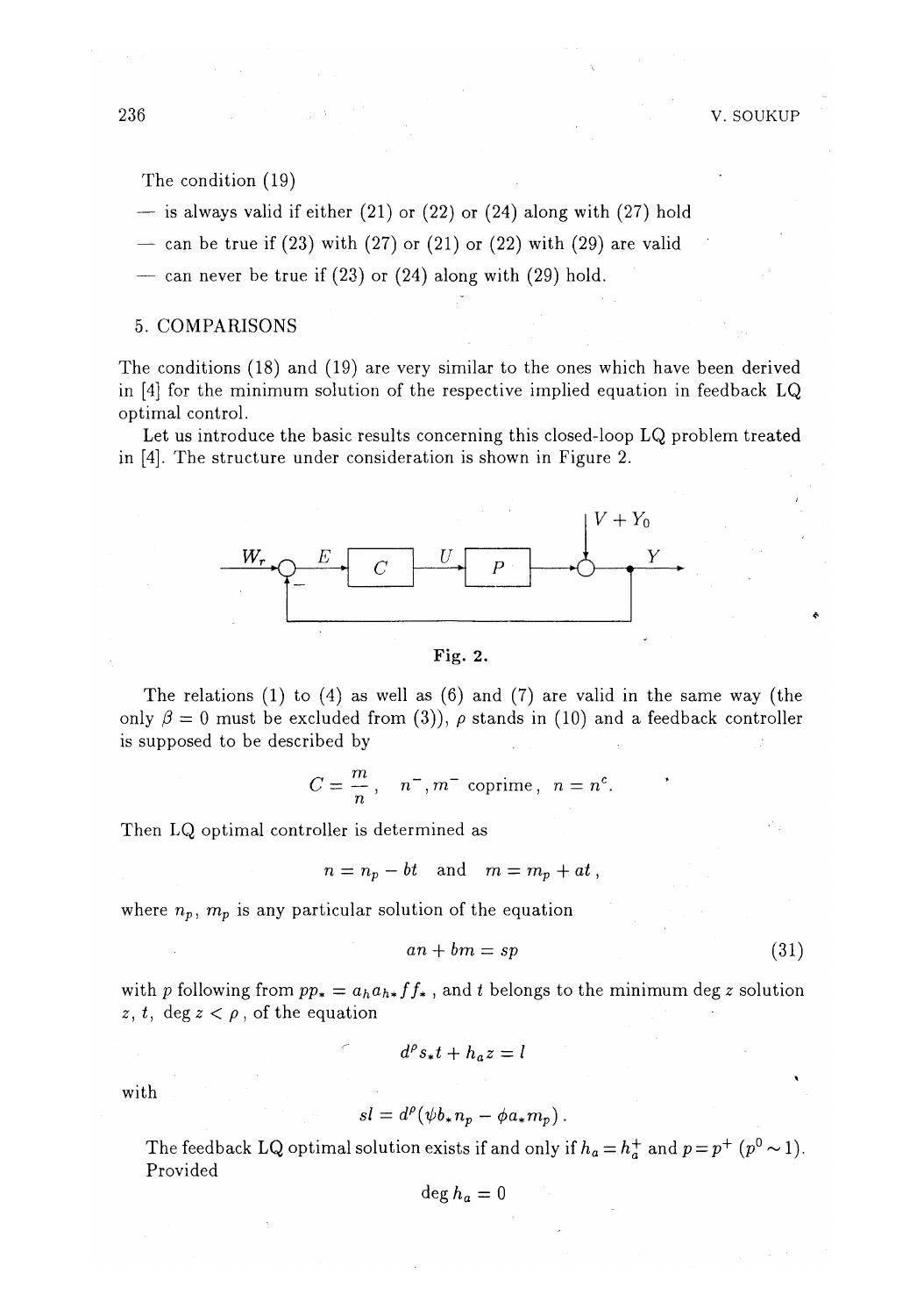The condition (19)

— is always valid if either (21) or (22) or (24) along with (27) hold

— can be true if (23) with (27) or (21) or (22) with (29) are valid

— can never be true if (23) or (24) along with (29) hold.

## 5. COMPARISONS

The conditions (18) and (19) are very similar to the ones which have been derived in [4] for the minimum solution of the respective implied equation in feedback LQ optimal control.

Let us introduce the basic results concerning this closed-loop LQ problem treated in [4]. The structure under consideration is shown in Figure 2.

**Fig. 2.**

The relations (1) to (4) as well as (6) and (7) are valid in the same way (the only $\beta = 0$ must be excluded from (3)), $\rho$ stands in (10) and a feedback controller is supposed to be described by

$$C = \frac{m}{n}\,, \quad n^-, m^- \text{ coprime}\,, \quad n = n^c.$$

Then LQ optimal controller is determined as

$$n = n_p - bt \quad \text{and} \quad m = m_p + at\,,$$

where $n_p$, $m_p$ is any particular solution of the equation

$$an + bm = sp \tag{31}$$

with $p$ following from $pp_* = a_h a_{h*} f f_*$, and $t$ belongs to the minimum $\deg z$ solution $z$, $t$, $\deg z < \rho$, of the equation

$$d^\rho s_* t + h_a z = l$$

with

$$sl = d^\rho (\psi b_* n_p - \phi a_* m_p)\,.$$

The feedback LQ optimal solution exists if and only if $h_a = h_a^+$ and $p = p^+$ ($p^0 \sim 1$). Provided

$$\deg h_a = 0$$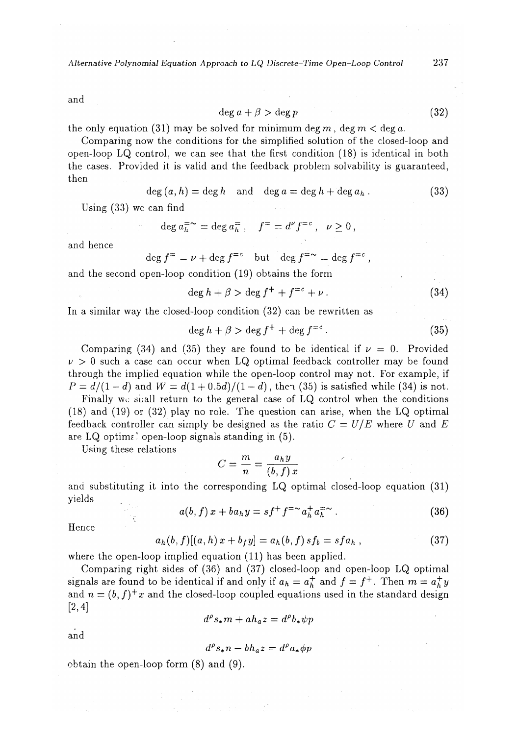and

$$\deg a + \beta > \deg p \tag{32}$$

the only equation (31) may be solved for minimum $\deg m$, $\deg m < \deg a$.

Comparing now the conditions for the simplified solution of the closed-loop and open-loop LQ control, we can see that the first condition (18) is identical in both the cases. Provided it is valid and the feedback problem solvability is guaranteed, then

$$\deg (a, h) = \deg h \quad \text{and} \quad \deg a = \deg h + \deg a_h \,. \tag{33}$$

Using (33) we can find

$$\deg a_h^{=\sim} = \deg a_h^{=} \,, \quad f^{=} = d^{\nu} f^{=c} \,, \quad \nu \geq 0 \,,$$

and hence

$$\deg f^{=} = \nu + \deg f^{=c} \quad \text{but} \quad \deg f^{=\sim} = \deg f^{=c} \,,$$

and the second open-loop condition (19) obtains the form

$$\deg h + \beta > \deg f^{+} + f^{=c} + \nu \,. \tag{34}$$

In a similar way the closed-loop condition (32) can be rewritten as

$$\deg h + \beta > \deg f^{+} + \deg f^{=c} \,. \tag{35}$$

Comparing (34) and (35) they are found to be identical if $\nu = 0$. Provided $\nu > 0$ such a case can occur when LQ optimal feedback controller may be found through the implied equation while the open-loop control may not. For example, if $P = d/(1-d)$ and $W = d(1+0.5d)/(1-d)$, then (35) is satisfied while (34) is not.

Finally we shall return to the general case of LQ control when the conditions (18) and (19) or (32) play no role. The question can arise, when the LQ optimal feedback controller can simply be designed as the ratio $C = U/E$ where $U$ and $E$ are LQ optimal open-loop signals standing in (5).

Using these relations

$$C = \frac{m}{n} = \frac{a_h y}{(b, f)\, x}$$

and substituting it into the corresponding LQ optimal closed-loop equation (31) yields

$$a(b, f)\, x + b a_h y = s f^{+} f^{=\sim} a_h^{+} a_h^{=\sim} \,. \tag{36}$$

Hence

$$a_h (b, f) [(a, h)\, x + b_f y] = a_h (b, f)\, s f_b = s f a_h \,, \tag{37}$$

where the open-loop implied equation (11) has been applied.

Comparing right sides of (36) and (37) closed-loop and open-loop LQ optimal signals are found to be identical if and only if $a_h = a_h^{+}$ and $f = f^{+}$. Then $m = a_h^{+} y$ and $n = (b, f)^{+} x$ and the closed-loop coupled equations used in the standard design [2, 4]

$$d^{\rho} s_* m + a h_a z = d^{\rho} b_* \psi p$$

and

$$d^{\rho} s_* n - b h_a z = d^{\rho} a_* \phi p$$

obtain the open-loop form (8) and (9).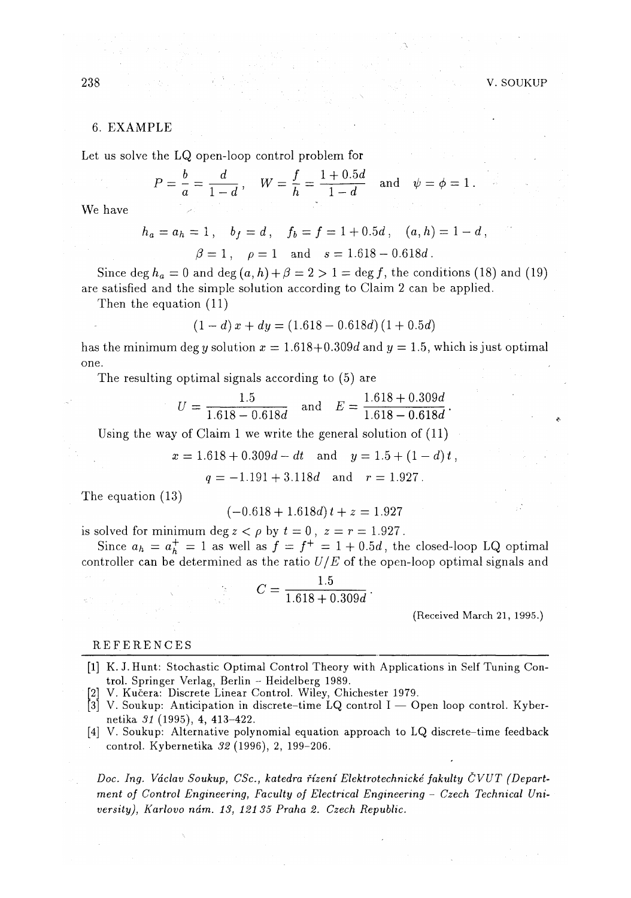## 6. EXAMPLE

Let us solve the LQ open-loop control problem for

$$P = \frac{b}{a} = \frac{d}{1-d}, \quad W = \frac{f}{h} = \frac{1+0.5d}{1-d} \quad \text{and} \quad \psi = \phi = 1 .$$

We have

$$h_a = a_h = 1 , \quad b_f = d , \quad f_b = f = 1 + 0.5d , \quad (a,h) = 1 - d ,$$

$$\beta = 1 , \quad \rho = 1 \quad \text{and} \quad s = 1.618 - 0.618d .$$

Since $\deg h_a = 0$ and $\deg(a,h) + \beta = 2 > 1 = \deg f$, the conditions (18) and (19) are satisfied and the simple solution according to Claim 2 can be applied.

Then the equation (11)

$$(1-d)\,x + dy = (1.618 - 0.618d)\,(1 + 0.5d)$$

has the minimum $\deg y$ solution $x = 1.618 + 0.309d$ and $y = 1.5$, which is just optimal one.

The resulting optimal signals according to (5) are

$$U = \frac{1.5}{1.618 - 0.618d} \quad \text{and} \quad E = \frac{1.618 + 0.309d}{1.618 - 0.618d} .$$

Using the way of Claim 1 we write the general solution of (11)

$$x = 1.618 + 0.309d - dt \quad \text{and} \quad y = 1.5 + (1-d)\,t ,$$

$$q = -1.191 + 3.118d \quad \text{and} \quad r = 1.927 .$$

The equation (13)

$$(-0.618 + 1.618d)\,t + z = 1.927$$

is solved for minimum $\deg z < \rho$ by $t = 0$, $z = r = 1.927$.

Since $a_h = a_h^+ = 1$ as well as $f = f^+ = 1 + 0.5d$, the closed-loop LQ optimal controller can be determined as the ratio $U/E$ of the open-loop optimal signals and

$$C = \frac{1.5}{1.618 + 0.309d} .$$

(Received March 21, 1995.)

## REFERENCES

[1] K. J. Hunt: Stochastic Optimal Control Theory with Applications in Self Tuning Control. Springer Verlag, Berlin – Heidelberg 1989.

[2] V. Kučera: Discrete Linear Control. Wiley, Chichester 1979.

[3] V. Soukup: Anticipation in discrete-time LQ control I — Open loop control. Kybernetika *31* (1995), 4, 413–422.

[4] V. Soukup: Alternative polynomial equation approach to LQ discrete-time feedback control. Kybernetika *32* (1996), 2, 199–206.

*Doc. Ing. Václav Soukup, CSc., katedra řízení Elektrotechnické fakulty ČVUT (Department of Control Engineering, Faculty of Electrical Engineering – Czech Technical University), Karlovo nám. 13, 121 35 Praha 2. Czech Republic.*